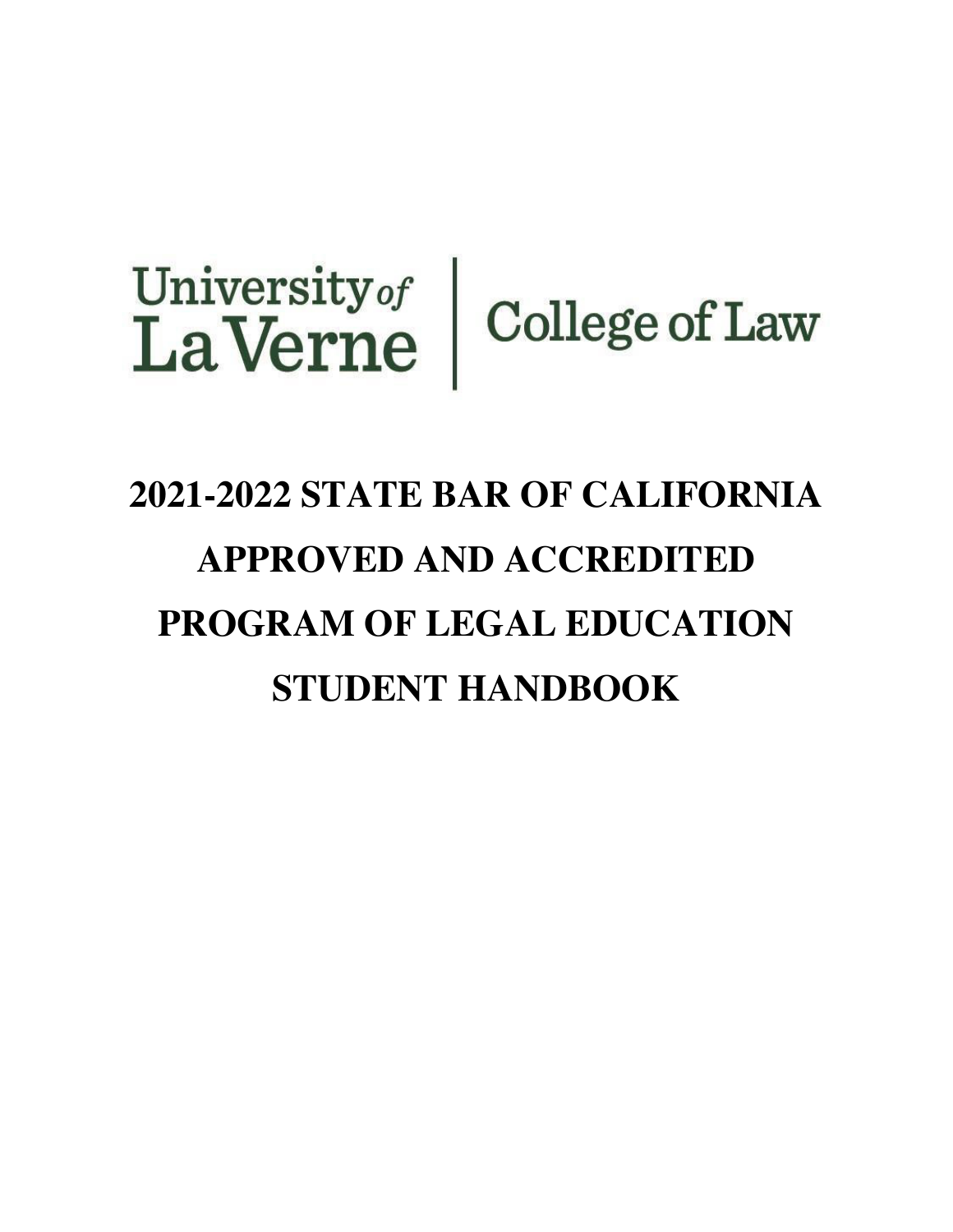University of La Verne | College of Law

# 2021-2022 STATE BAR OF CALIFORNIA APPROVED AND ACCREDITED PROGRAM OF LEGAL EDUCATION STUDENT HANDBOOK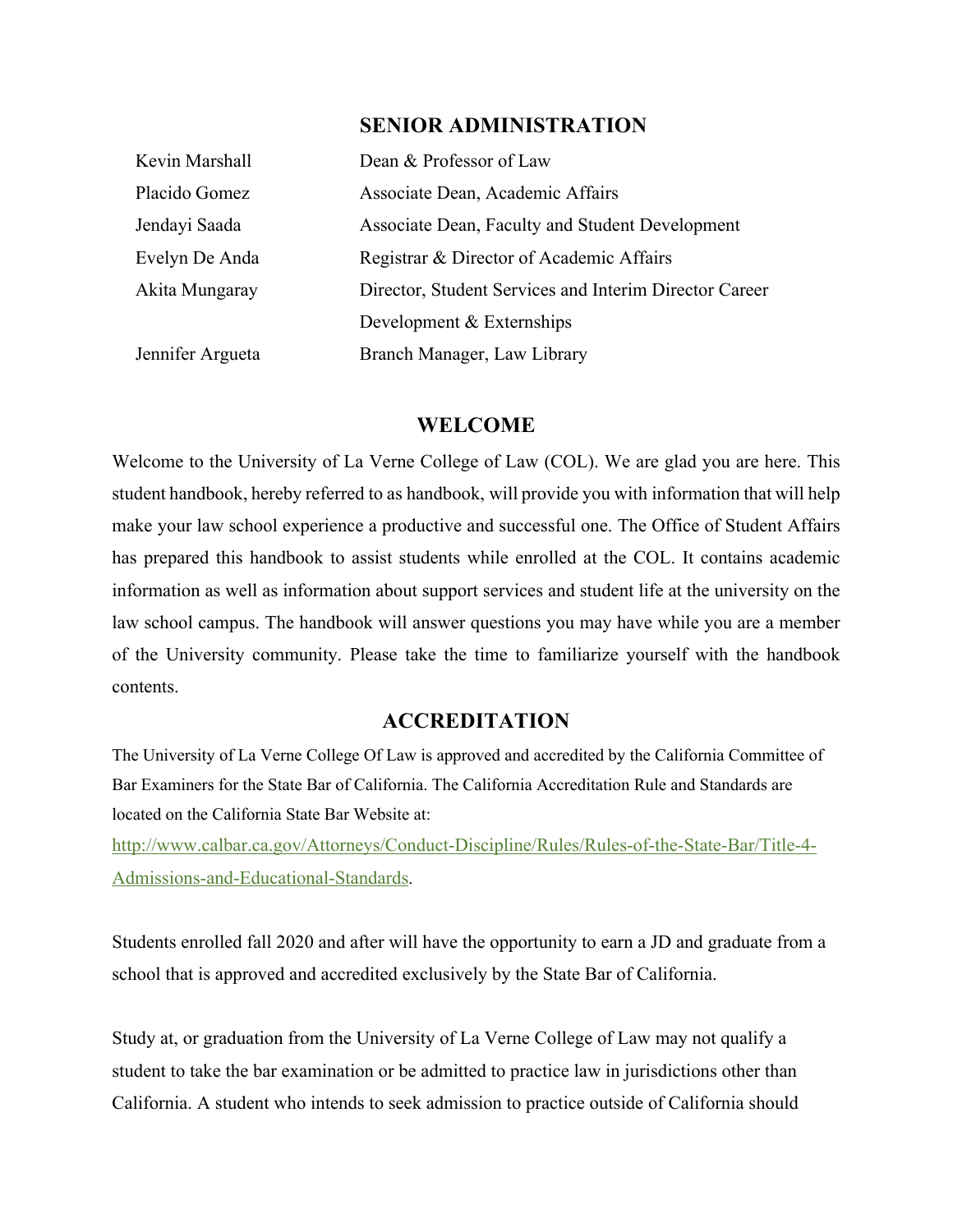## SENIOR ADMINISTRATION

| | |
|---|---|
| Kevin Marshall | Dean & Professor of Law |
| Placido Gomez | Associate Dean, Academic Affairs |
| Jendayi Saada | Associate Dean, Faculty and Student Development |
| Evelyn De Anda | Registrar & Director of Academic Affairs |
| Akita Mungaray | Director, Student Services and Interim Director Career Development & Externships |
| Jennifer Argueta | Branch Manager, Law Library |

## WELCOME

Welcome to the University of La Verne College of Law (COL). We are glad you are here. This student handbook, hereby referred to as handbook, will provide you with information that will help make your law school experience a productive and successful one. The Office of Student Affairs has prepared this handbook to assist students while enrolled at the COL. It contains academic information as well as information about support services and student life at the university on the law school campus. The handbook will answer questions you may have while you are a member of the University community. Please take the time to familiarize yourself with the handbook contents.

## ACCREDITATION

The University of La Verne College Of Law is approved and accredited by the California Committee of Bar Examiners for the State Bar of California. The California Accreditation Rule and Standards are located on the California State Bar Website at: http://www.calbar.ca.gov/Attorneys/Conduct-Discipline/Rules/Rules-of-the-State-Bar/Title-4-Admissions-and-Educational-Standards.

Students enrolled fall 2020 and after will have the opportunity to earn a JD and graduate from a school that is approved and accredited exclusively by the State Bar of California.

Study at, or graduation from the University of La Verne College of Law may not qualify a student to take the bar examination or be admitted to practice law in jurisdictions other than California. A student who intends to seek admission to practice outside of California should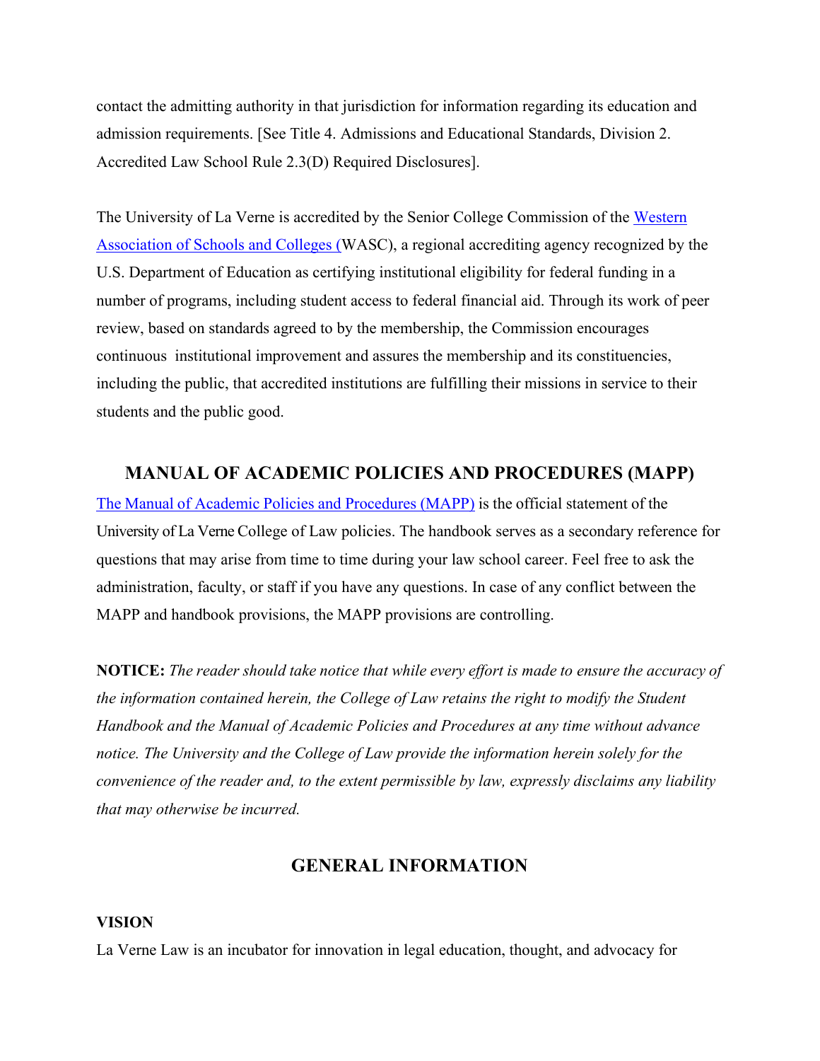contact the admitting authority in that jurisdiction for information regarding its education and admission requirements. [See Title 4. Admissions and Educational Standards, Division 2. Accredited Law School Rule 2.3(D) Required Disclosures].

The University of La Verne is accredited by the Senior College Commission of the Western Association of Schools and Colleges (WASC), a regional accrediting agency recognized by the U.S. Department of Education as certifying institutional eligibility for federal funding in a number of programs, including student access to federal financial aid. Through its work of peer review, based on standards agreed to by the membership, the Commission encourages continuous institutional improvement and assures the membership and its constituencies, including the public, that accredited institutions are fulfilling their missions in service to their students and the public good.

## MANUAL OF ACADEMIC POLICIES AND PROCEDURES (MAPP)

The Manual of Academic Policies and Procedures (MAPP) is the official statement of the University of La Verne College of Law policies. The handbook serves as a secondary reference for questions that may arise from time to time during your law school career. Feel free to ask the administration, faculty, or staff if you have any questions. In case of any conflict between the MAPP and handbook provisions, the MAPP provisions are controlling.

**NOTICE:** *The reader should take notice that while every effort is made to ensure the accuracy of the information contained herein, the College of Law retains the right to modify the Student Handbook and the Manual of Academic Policies and Procedures at any time without advance notice. The University and the College of Law provide the information herein solely for the convenience of the reader and, to the extent permissible by law, expressly disclaims any liability that may otherwise be incurred.*

## GENERAL INFORMATION

### VISION

La Verne Law is an incubator for innovation in legal education, thought, and advocacy for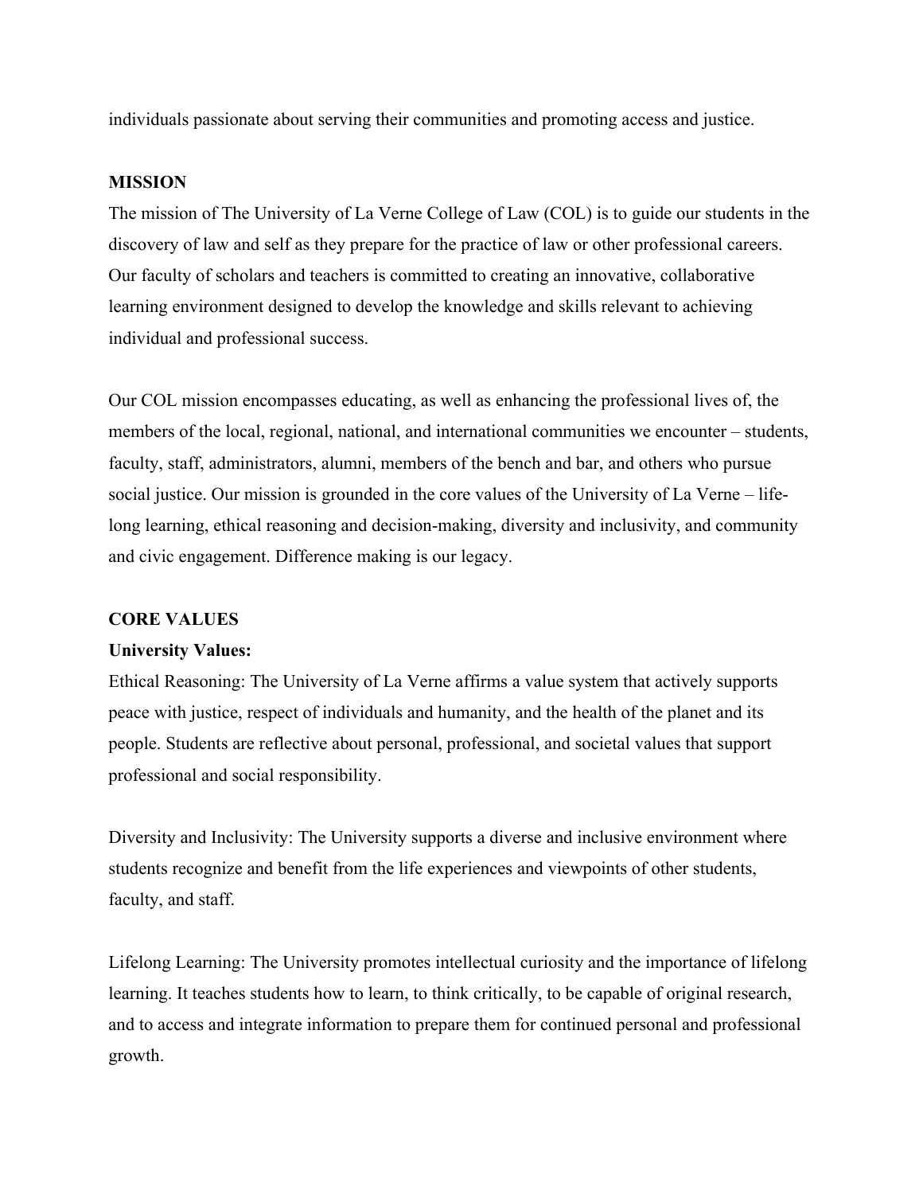individuals passionate about serving their communities and promoting access and justice.

**MISSION**

The mission of The University of La Verne College of Law (COL) is to guide our students in the discovery of law and self as they prepare for the practice of law or other professional careers. Our faculty of scholars and teachers is committed to creating an innovative, collaborative learning environment designed to develop the knowledge and skills relevant to achieving individual and professional success.

Our COL mission encompasses educating, as well as enhancing the professional lives of, the members of the local, regional, national, and international communities we encounter – students, faculty, staff, administrators, alumni, members of the bench and bar, and others who pursue social justice. Our mission is grounded in the core values of the University of La Verne – life-long learning, ethical reasoning and decision-making, diversity and inclusivity, and community and civic engagement. Difference making is our legacy.

**CORE VALUES**

**University Values:**

Ethical Reasoning: The University of La Verne affirms a value system that actively supports peace with justice, respect of individuals and humanity, and the health of the planet and its people. Students are reflective about personal, professional, and societal values that support professional and social responsibility.

Diversity and Inclusivity: The University supports a diverse and inclusive environment where students recognize and benefit from the life experiences and viewpoints of other students, faculty, and staff.

Lifelong Learning: The University promotes intellectual curiosity and the importance of lifelong learning. It teaches students how to learn, to think critically, to be capable of original research, and to access and integrate information to prepare them for continued personal and professional growth.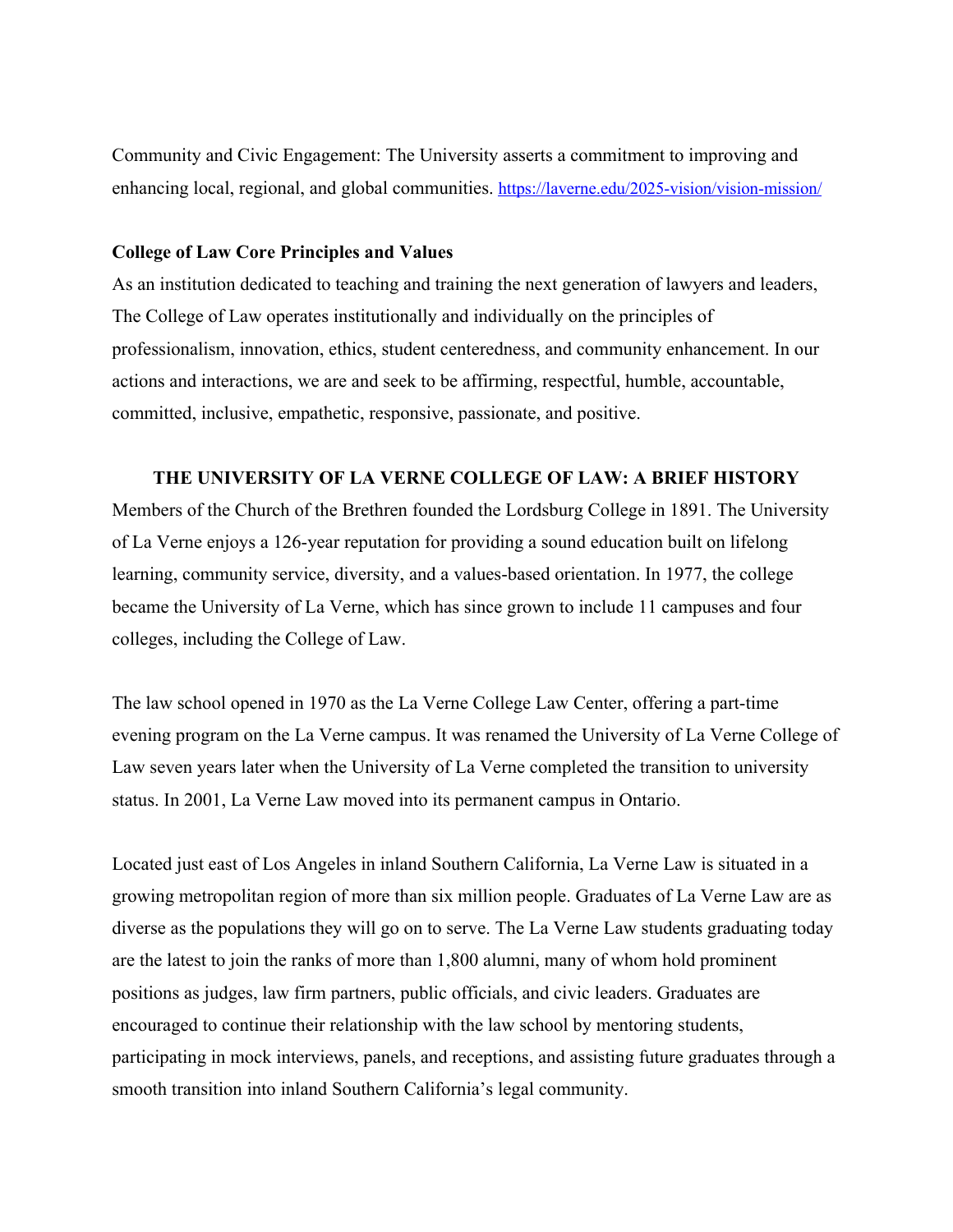Community and Civic Engagement: The University asserts a commitment to improving and enhancing local, regional, and global communities. https://laverne.edu/2025-vision/vision-mission/

**College of Law Core Principles and Values**

As an institution dedicated to teaching and training the next generation of lawyers and leaders, The College of Law operates institutionally and individually on the principles of professionalism, innovation, ethics, student centeredness, and community enhancement. In our actions and interactions, we are and seek to be affirming, respectful, humble, accountable, committed, inclusive, empathetic, responsive, passionate, and positive.

## THE UNIVERSITY OF LA VERNE COLLEGE OF LAW: A BRIEF HISTORY

Members of the Church of the Brethren founded the Lordsburg College in 1891. The University of La Verne enjoys a 126-year reputation for providing a sound education built on lifelong learning, community service, diversity, and a values-based orientation. In 1977, the college became the University of La Verne, which has since grown to include 11 campuses and four colleges, including the College of Law.

The law school opened in 1970 as the La Verne College Law Center, offering a part-time evening program on the La Verne campus. It was renamed the University of La Verne College of Law seven years later when the University of La Verne completed the transition to university status. In 2001, La Verne Law moved into its permanent campus in Ontario.

Located just east of Los Angeles in inland Southern California, La Verne Law is situated in a growing metropolitan region of more than six million people. Graduates of La Verne Law are as diverse as the populations they will go on to serve. The La Verne Law students graduating today are the latest to join the ranks of more than 1,800 alumni, many of whom hold prominent positions as judges, law firm partners, public officials, and civic leaders. Graduates are encouraged to continue their relationship with the law school by mentoring students, participating in mock interviews, panels, and receptions, and assisting future graduates through a smooth transition into inland Southern California's legal community.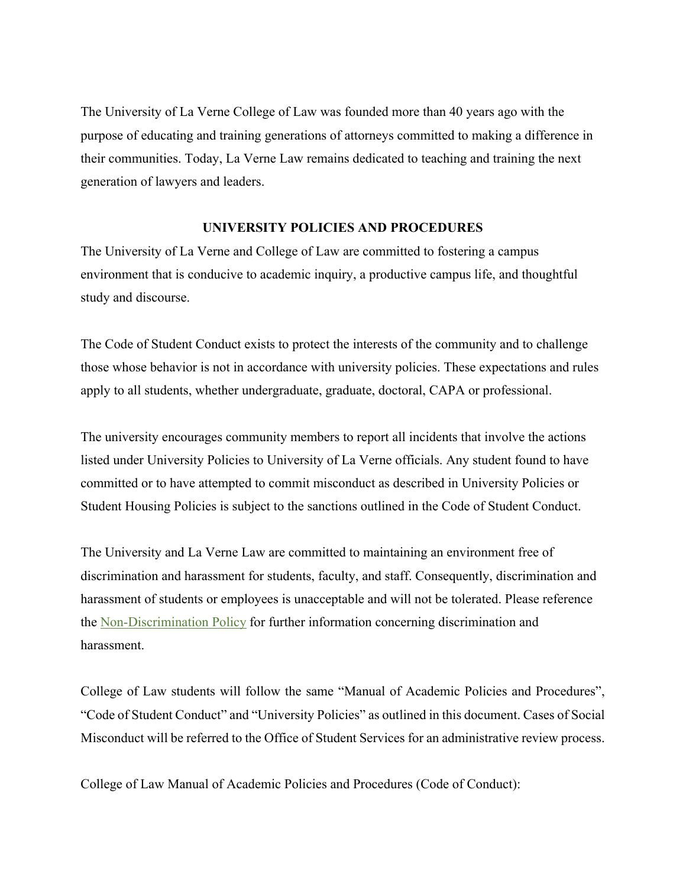The University of La Verne College of Law was founded more than 40 years ago with the purpose of educating and training generations of attorneys committed to making a difference in their communities. Today, La Verne Law remains dedicated to teaching and training the next generation of lawyers and leaders.

## UNIVERSITY POLICIES AND PROCEDURES

The University of La Verne and College of Law are committed to fostering a campus environment that is conducive to academic inquiry, a productive campus life, and thoughtful study and discourse.

The Code of Student Conduct exists to protect the interests of the community and to challenge those whose behavior is not in accordance with university policies. These expectations and rules apply to all students, whether undergraduate, graduate, doctoral, CAPA or professional.

The university encourages community members to report all incidents that involve the actions listed under University Policies to University of La Verne officials. Any student found to have committed or to have attempted to commit misconduct as described in University Policies or Student Housing Policies is subject to the sanctions outlined in the Code of Student Conduct.

The University and La Verne Law are committed to maintaining an environment free of discrimination and harassment for students, faculty, and staff. Consequently, discrimination and harassment of students or employees is unacceptable and will not be tolerated. Please reference the Non-Discrimination Policy for further information concerning discrimination and harassment.

College of Law students will follow the same "Manual of Academic Policies and Procedures", "Code of Student Conduct" and "University Policies" as outlined in this document. Cases of Social Misconduct will be referred to the Office of Student Services for an administrative review process.

College of Law Manual of Academic Policies and Procedures (Code of Conduct):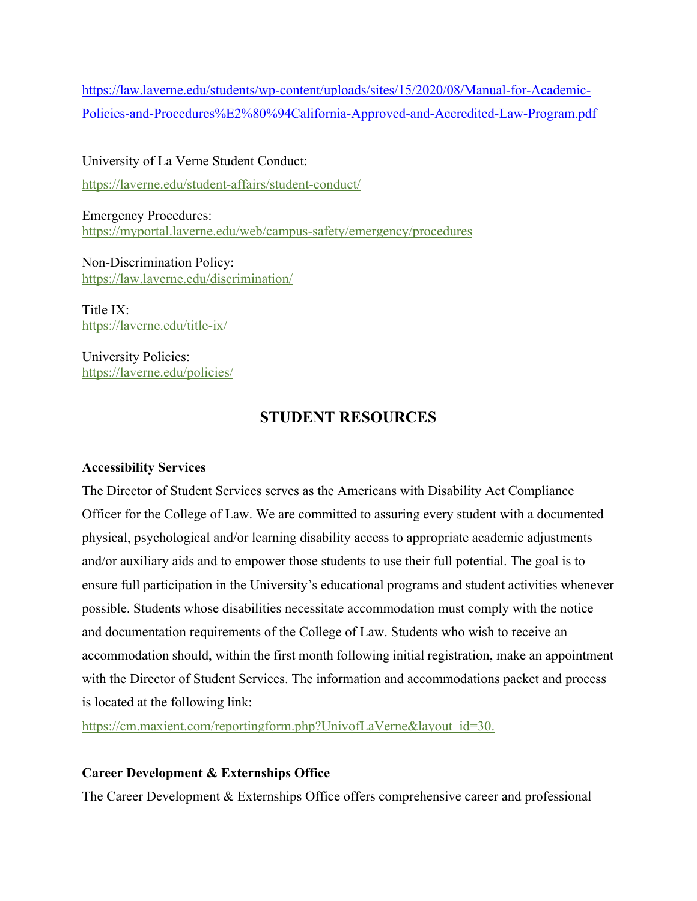https://law.laverne.edu/students/wp-content/uploads/sites/15/2020/08/Manual-for-Academic-Policies-and-Procedures%E2%80%94California-Approved-and-Accredited-Law-Program.pdf

University of La Verne Student Conduct:
https://laverne.edu/student-affairs/student-conduct/

Emergency Procedures:
https://myportal.laverne.edu/web/campus-safety/emergency/procedures

Non-Discrimination Policy:
https://law.laverne.edu/discrimination/

Title IX:
https://laverne.edu/title-ix/

University Policies:
https://laverne.edu/policies/

## STUDENT RESOURCES

**Accessibility Services**

The Director of Student Services serves as the Americans with Disability Act Compliance Officer for the College of Law. We are committed to assuring every student with a documented physical, psychological and/or learning disability access to appropriate academic adjustments and/or auxiliary aids and to empower those students to use their full potential. The goal is to ensure full participation in the University's educational programs and student activities whenever possible. Students whose disabilities necessitate accommodation must comply with the notice and documentation requirements of the College of Law. Students who wish to receive an accommodation should, within the first month following initial registration, make an appointment with the Director of Student Services. The information and accommodations packet and process is located at the following link:
https://cm.maxient.com/reportingform.php?UnivofLaVerne&layout_id=30.

**Career Development & Externships Office**

The Career Development & Externships Office offers comprehensive career and professional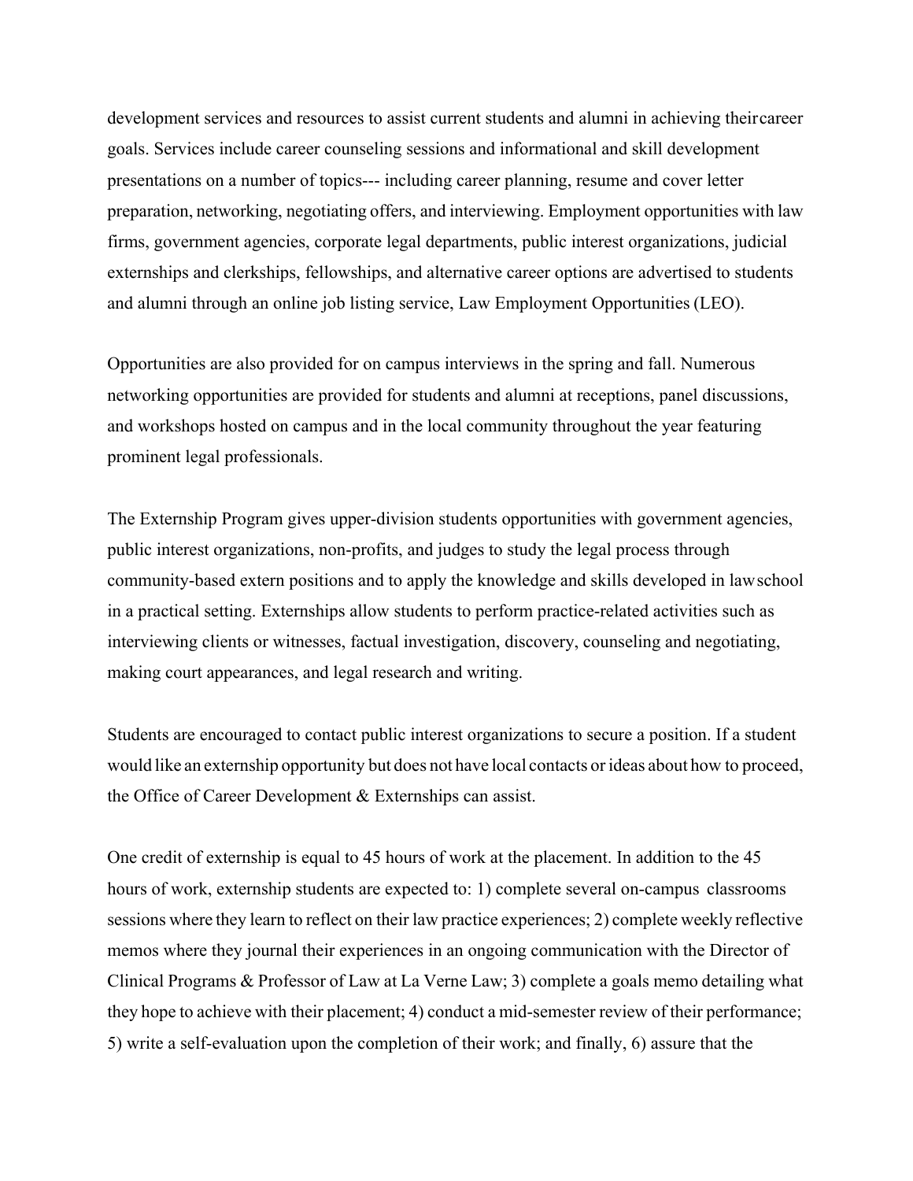development services and resources to assist current students and alumni in achieving their career goals. Services include career counseling sessions and informational and skill development presentations on a number of topics--- including career planning, resume and cover letter preparation, networking, negotiating offers, and interviewing. Employment opportunities with law firms, government agencies, corporate legal departments, public interest organizations, judicial externships and clerkships, fellowships, and alternative career options are advertised to students and alumni through an online job listing service, Law Employment Opportunities (LEO).

Opportunities are also provided for on campus interviews in the spring and fall. Numerous networking opportunities are provided for students and alumni at receptions, panel discussions, and workshops hosted on campus and in the local community throughout the year featuring prominent legal professionals.

The Externship Program gives upper-division students opportunities with government agencies, public interest organizations, non-profits, and judges to study the legal process through community-based extern positions and to apply the knowledge and skills developed in law school in a practical setting. Externships allow students to perform practice-related activities such as interviewing clients or witnesses, factual investigation, discovery, counseling and negotiating, making court appearances, and legal research and writing.

Students are encouraged to contact public interest organizations to secure a position. If a student would like an externship opportunity but does not have local contacts or ideas about how to proceed, the Office of Career Development & Externships can assist.

One credit of externship is equal to 45 hours of work at the placement. In addition to the 45 hours of work, externship students are expected to: 1) complete several on-campus classrooms sessions where they learn to reflect on their law practice experiences; 2) complete weekly reflective memos where they journal their experiences in an ongoing communication with the Director of Clinical Programs & Professor of Law at La Verne Law; 3) complete a goals memo detailing what they hope to achieve with their placement; 4) conduct a mid-semester review of their performance; 5) write a self-evaluation upon the completion of their work; and finally, 6) assure that the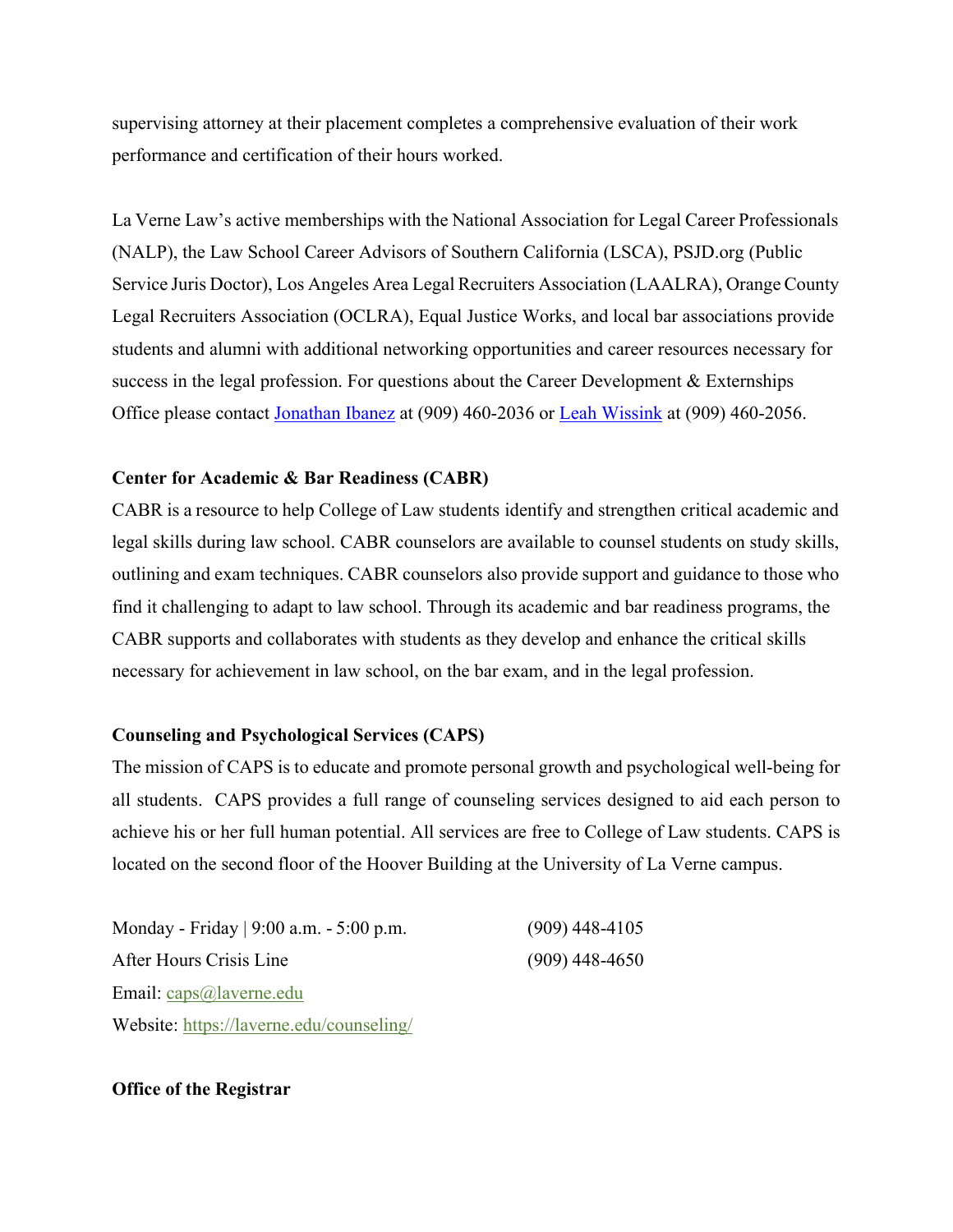supervising attorney at their placement completes a comprehensive evaluation of their work performance and certification of their hours worked.

La Verne Law's active memberships with the National Association for Legal Career Professionals (NALP), the Law School Career Advisors of Southern California (LSCA), PSJD.org (Public Service Juris Doctor), Los Angeles Area Legal Recruiters Association (LAALRA), Orange County Legal Recruiters Association (OCLRA), Equal Justice Works, and local bar associations provide students and alumni with additional networking opportunities and career resources necessary for success in the legal profession. For questions about the Career Development & Externships Office please contact Jonathan Ibanez at (909) 460-2036 or Leah Wissink at (909) 460-2056.

**Center for Academic & Bar Readiness (CABR)**

CABR is a resource to help College of Law students identify and strengthen critical academic and legal skills during law school. CABR counselors are available to counsel students on study skills, outlining and exam techniques. CABR counselors also provide support and guidance to those who find it challenging to adapt to law school. Through its academic and bar readiness programs, the CABR supports and collaborates with students as they develop and enhance the critical skills necessary for achievement in law school, on the bar exam, and in the legal profession.

**Counseling and Psychological Services (CAPS)**

The mission of CAPS is to educate and promote personal growth and psychological well-being for all students. CAPS provides a full range of counseling services designed to aid each person to achieve his or her full human potential. All services are free to College of Law students. CAPS is located on the second floor of the Hoover Building at the University of La Verne campus.

Monday - Friday | 9:00 a.m. - 5:00 p.m. (909) 448-4105
After Hours Crisis Line (909) 448-4650
Email: caps@laverne.edu
Website: https://laverne.edu/counseling/

**Office of the Registrar**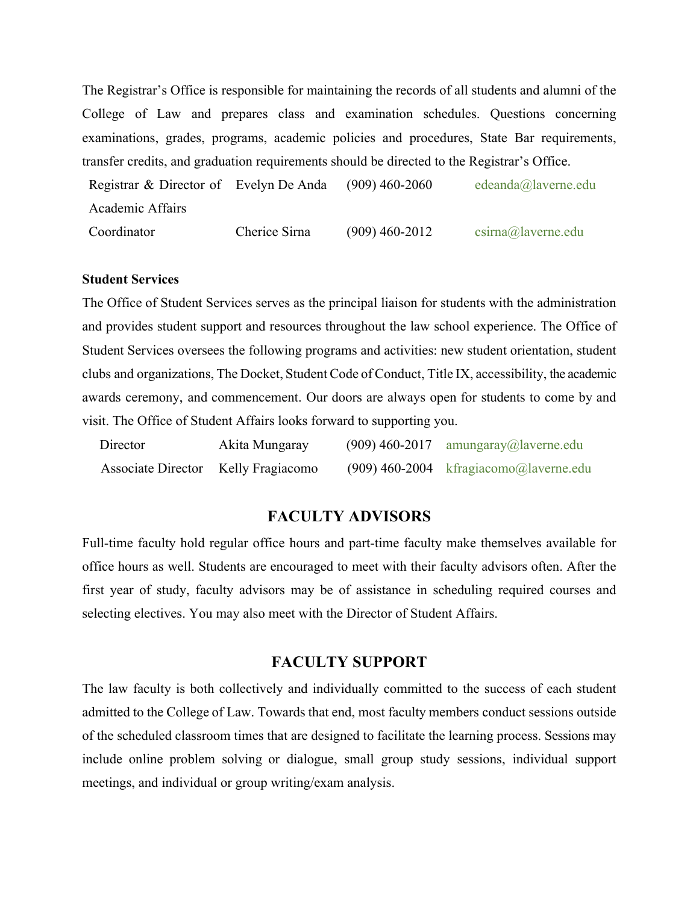The Registrar's Office is responsible for maintaining the records of all students and alumni of the College of Law and prepares class and examination schedules. Questions concerning examinations, grades, programs, academic policies and procedures, State Bar requirements, transfer credits, and graduation requirements should be directed to the Registrar's Office.

| | | | |
|---|---|---|---|
| Registrar & Director of Academic Affairs | Evelyn De Anda | (909) 460-2060 | edeanda@laverne.edu |
| Coordinator | Cherice Sirna | (909) 460-2012 | csirna@laverne.edu |

**Student Services**

The Office of Student Services serves as the principal liaison for students with the administration and provides student support and resources throughout the law school experience. The Office of Student Services oversees the following programs and activities: new student orientation, student clubs and organizations, The Docket, Student Code of Conduct, Title IX, accessibility, the academic awards ceremony, and commencement. Our doors are always open for students to come by and visit. The Office of Student Affairs looks forward to supporting you.

| | | | |
|---|---|---|---|
| Director | Akita Mungaray | (909) 460-2017 | amungaray@laverne.edu |
| Associate Director | Kelly Fragiacomo | (909) 460-2004 | kfragiacomo@laverne.edu |

## FACULTY ADVISORS

Full-time faculty hold regular office hours and part-time faculty make themselves available for office hours as well. Students are encouraged to meet with their faculty advisors often. After the first year of study, faculty advisors may be of assistance in scheduling required courses and selecting electives. You may also meet with the Director of Student Affairs.

## FACULTY SUPPORT

The law faculty is both collectively and individually committed to the success of each student admitted to the College of Law. Towards that end, most faculty members conduct sessions outside of the scheduled classroom times that are designed to facilitate the learning process. Sessions may include online problem solving or dialogue, small group study sessions, individual support meetings, and individual or group writing/exam analysis.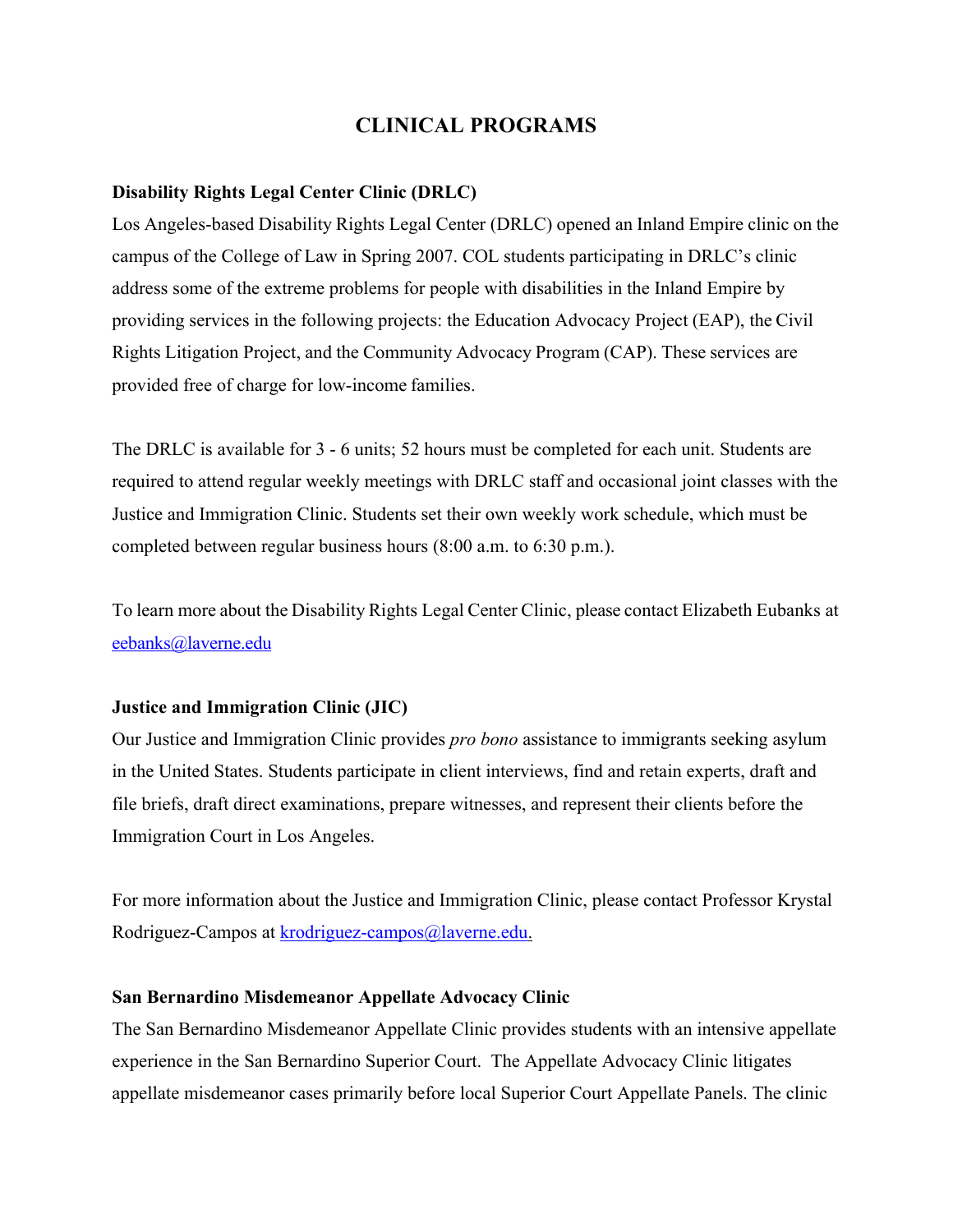# CLINICAL PROGRAMS

**Disability Rights Legal Center Clinic (DRLC)**

Los Angeles-based Disability Rights Legal Center (DRLC) opened an Inland Empire clinic on the campus of the College of Law in Spring 2007. COL students participating in DRLC's clinic address some of the extreme problems for people with disabilities in the Inland Empire by providing services in the following projects: the Education Advocacy Project (EAP), the Civil Rights Litigation Project, and the Community Advocacy Program (CAP). These services are provided free of charge for low-income families.

The DRLC is available for 3 - 6 units; 52 hours must be completed for each unit. Students are required to attend regular weekly meetings with DRLC staff and occasional joint classes with the Justice and Immigration Clinic. Students set their own weekly work schedule, which must be completed between regular business hours (8:00 a.m. to 6:30 p.m.).

To learn more about the Disability Rights Legal Center Clinic, please contact Elizabeth Eubanks at eebanks@laverne.edu

**Justice and Immigration Clinic (JIC)**

Our Justice and Immigration Clinic provides *pro bono* assistance to immigrants seeking asylum in the United States. Students participate in client interviews, find and retain experts, draft and file briefs, draft direct examinations, prepare witnesses, and represent their clients before the Immigration Court in Los Angeles.

For more information about the Justice and Immigration Clinic, please contact Professor Krystal Rodriguez-Campos at krodriguez-campos@laverne.edu.

**San Bernardino Misdemeanor Appellate Advocacy Clinic**

The San Bernardino Misdemeanor Appellate Clinic provides students with an intensive appellate experience in the San Bernardino Superior Court. The Appellate Advocacy Clinic litigates appellate misdemeanor cases primarily before local Superior Court Appellate Panels. The clinic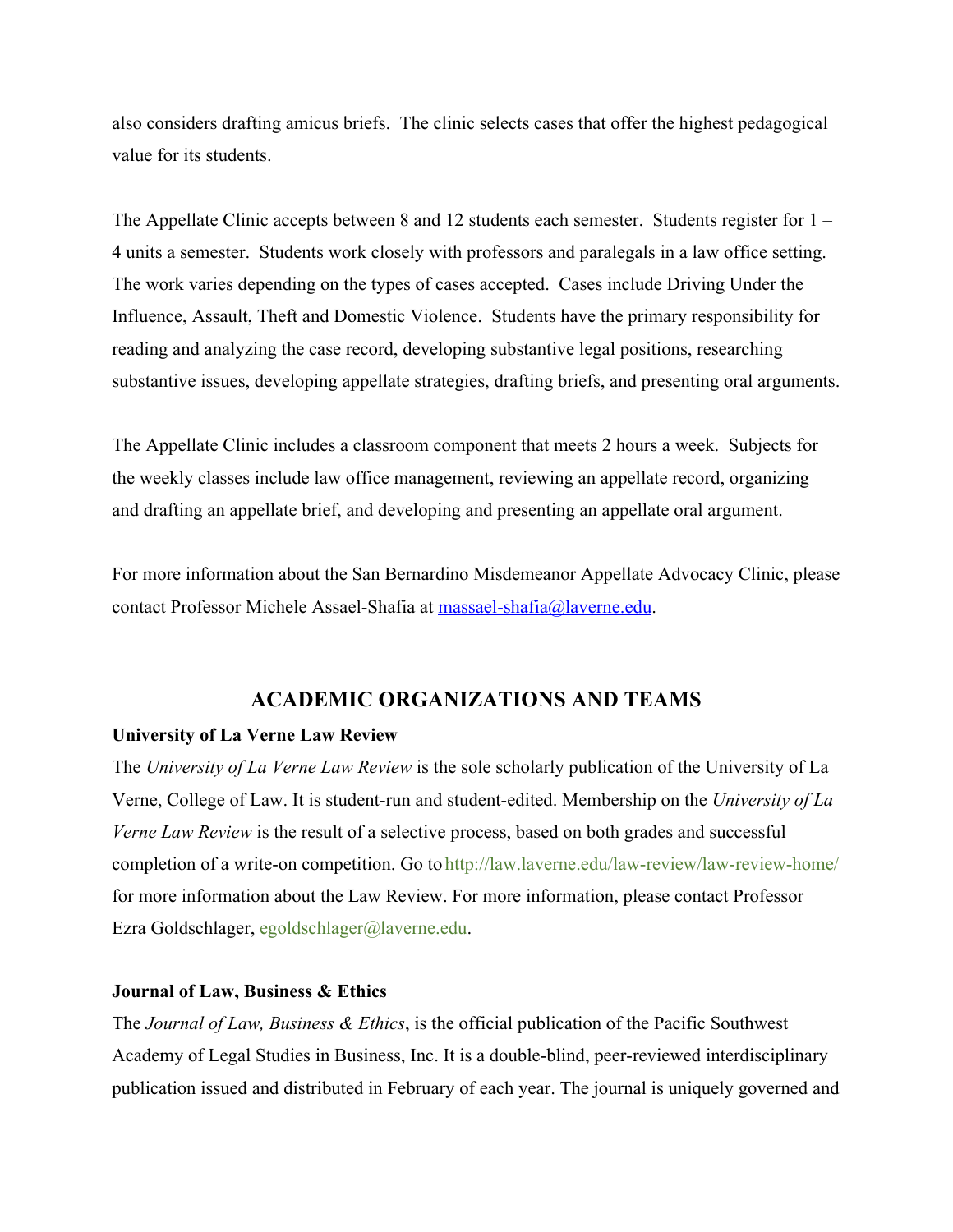also considers drafting amicus briefs. The clinic selects cases that offer the highest pedagogical value for its students.

The Appellate Clinic accepts between 8 and 12 students each semester. Students register for 1 – 4 units a semester. Students work closely with professors and paralegals in a law office setting. The work varies depending on the types of cases accepted. Cases include Driving Under the Influence, Assault, Theft and Domestic Violence. Students have the primary responsibility for reading and analyzing the case record, developing substantive legal positions, researching substantive issues, developing appellate strategies, drafting briefs, and presenting oral arguments.

The Appellate Clinic includes a classroom component that meets 2 hours a week. Subjects for the weekly classes include law office management, reviewing an appellate record, organizing and drafting an appellate brief, and developing and presenting an appellate oral argument.

For more information about the San Bernardino Misdemeanor Appellate Advocacy Clinic, please contact Professor Michele Assael-Shafia at massael-shafia@laverne.edu.

## ACADEMIC ORGANIZATIONS AND TEAMS

**University of La Verne Law Review**

The *University of La Verne Law Review* is the sole scholarly publication of the University of La Verne, College of Law. It is student-run and student-edited. Membership on the *University of La Verne Law Review* is the result of a selective process, based on both grades and successful completion of a write-on competition. Go to http://law.laverne.edu/law-review/law-review-home/ for more information about the Law Review. For more information, please contact Professor Ezra Goldschlager, egoldschlager@laverne.edu.

**Journal of Law, Business & Ethics**

The *Journal of Law, Business & Ethics*, is the official publication of the Pacific Southwest Academy of Legal Studies in Business, Inc. It is a double-blind, peer-reviewed interdisciplinary publication issued and distributed in February of each year. The journal is uniquely governed and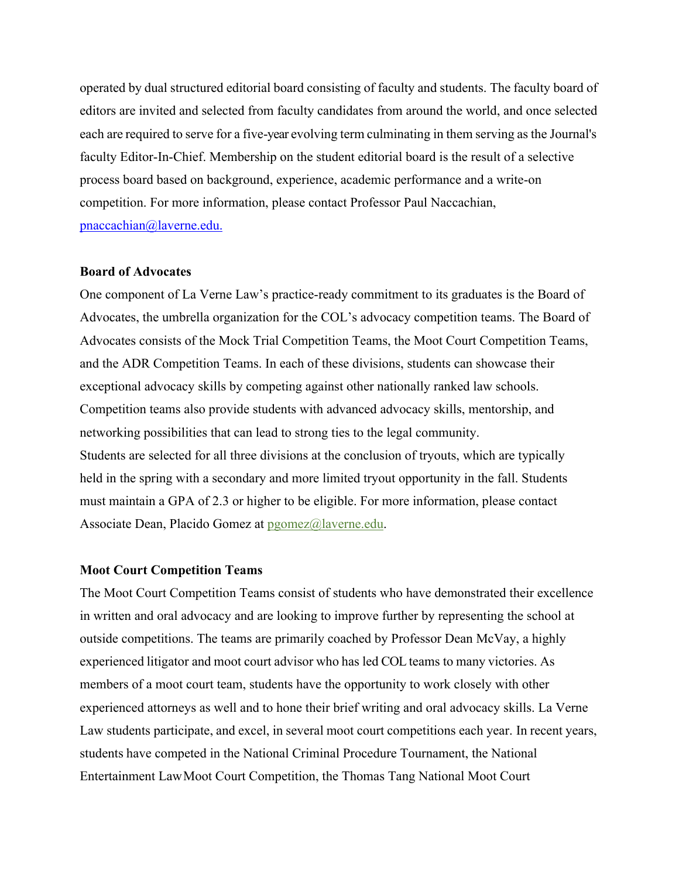operated by dual structured editorial board consisting of faculty and students. The faculty board of editors are invited and selected from faculty candidates from around the world, and once selected each are required to serve for a five-year evolving term culminating in them serving as the Journal's faculty Editor-In-Chief. Membership on the student editorial board is the result of a selective process board based on background, experience, academic performance and a write-on competition. For more information, please contact Professor Paul Naccachian, pnaccachian@laverne.edu.

**Board of Advocates**

One component of La Verne Law's practice-ready commitment to its graduates is the Board of Advocates, the umbrella organization for the COL's advocacy competition teams. The Board of Advocates consists of the Mock Trial Competition Teams, the Moot Court Competition Teams, and the ADR Competition Teams. In each of these divisions, students can showcase their exceptional advocacy skills by competing against other nationally ranked law schools. Competition teams also provide students with advanced advocacy skills, mentorship, and networking possibilities that can lead to strong ties to the legal community.

Students are selected for all three divisions at the conclusion of tryouts, which are typically held in the spring with a secondary and more limited tryout opportunity in the fall. Students must maintain a GPA of 2.3 or higher to be eligible. For more information, please contact Associate Dean, Placido Gomez at pgomez@laverne.edu.

**Moot Court Competition Teams**

The Moot Court Competition Teams consist of students who have demonstrated their excellence in written and oral advocacy and are looking to improve further by representing the school at outside competitions. The teams are primarily coached by Professor Dean McVay, a highly experienced litigator and moot court advisor who has led COL teams to many victories. As members of a moot court team, students have the opportunity to work closely with other experienced attorneys as well and to hone their brief writing and oral advocacy skills. La Verne Law students participate, and excel, in several moot court competitions each year. In recent years, students have competed in the National Criminal Procedure Tournament, the National Entertainment Law Moot Court Competition, the Thomas Tang National Moot Court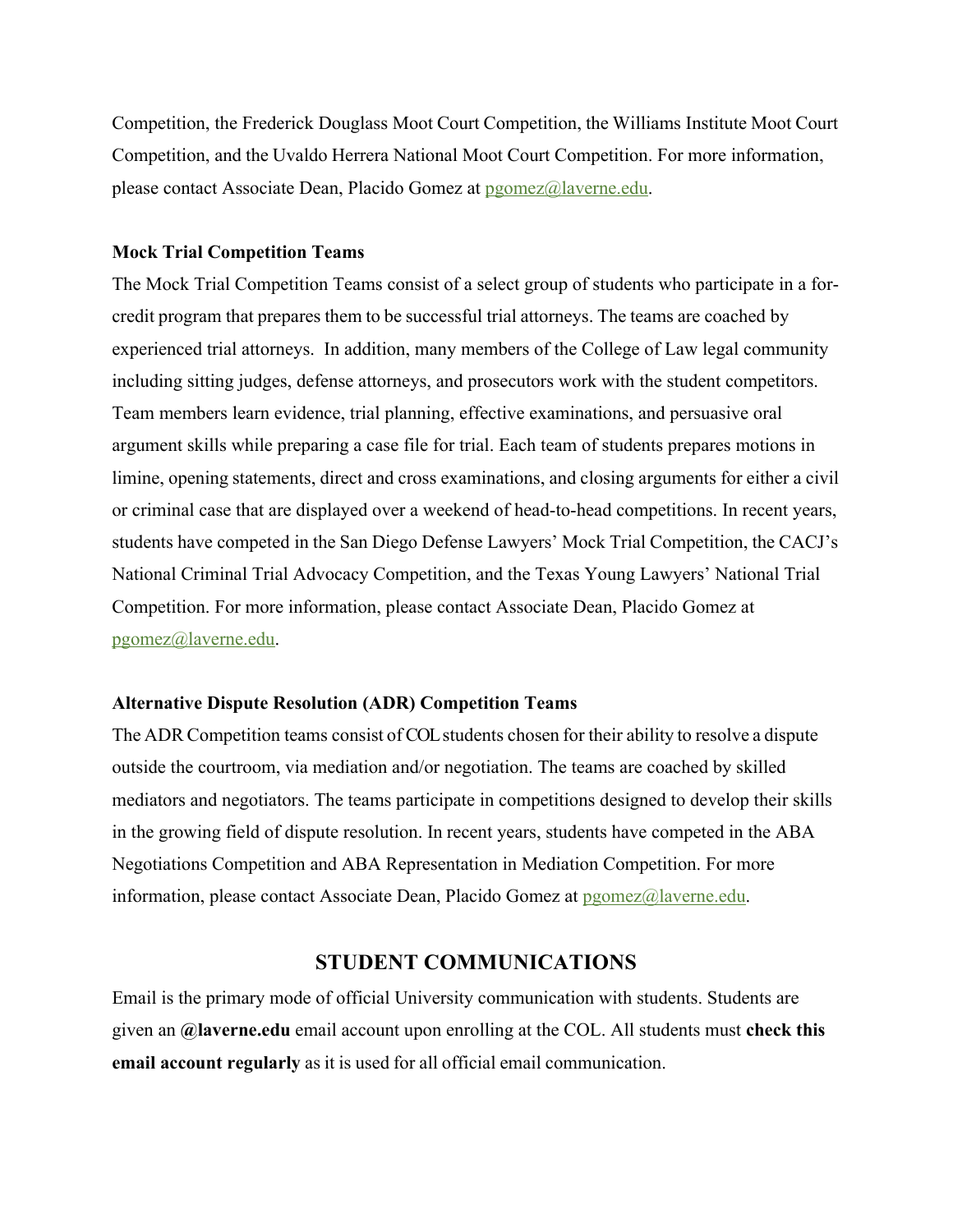Competition, the Frederick Douglass Moot Court Competition, the Williams Institute Moot Court Competition, and the Uvaldo Herrera National Moot Court Competition. For more information, please contact Associate Dean, Placido Gomez at pgomez@laverne.edu.

**Mock Trial Competition Teams**

The Mock Trial Competition Teams consist of a select group of students who participate in a for-credit program that prepares them to be successful trial attorneys. The teams are coached by experienced trial attorneys. In addition, many members of the College of Law legal community including sitting judges, defense attorneys, and prosecutors work with the student competitors. Team members learn evidence, trial planning, effective examinations, and persuasive oral argument skills while preparing a case file for trial. Each team of students prepares motions in limine, opening statements, direct and cross examinations, and closing arguments for either a civil or criminal case that are displayed over a weekend of head-to-head competitions. In recent years, students have competed in the San Diego Defense Lawyers' Mock Trial Competition, the CACJ's National Criminal Trial Advocacy Competition, and the Texas Young Lawyers' National Trial Competition. For more information, please contact Associate Dean, Placido Gomez at pgomez@laverne.edu.

**Alternative Dispute Resolution (ADR) Competition Teams**

The ADR Competition teams consist of COL students chosen for their ability to resolve a dispute outside the courtroom, via mediation and/or negotiation. The teams are coached by skilled mediators and negotiators. The teams participate in competitions designed to develop their skills in the growing field of dispute resolution. In recent years, students have competed in the ABA Negotiations Competition and ABA Representation in Mediation Competition. For more information, please contact Associate Dean, Placido Gomez at pgomez@laverne.edu.

## STUDENT COMMUNICATIONS

Email is the primary mode of official University communication with students. Students are given an **@laverne.edu** email account upon enrolling at the COL. All students must **check this email account regularly** as it is used for all official email communication.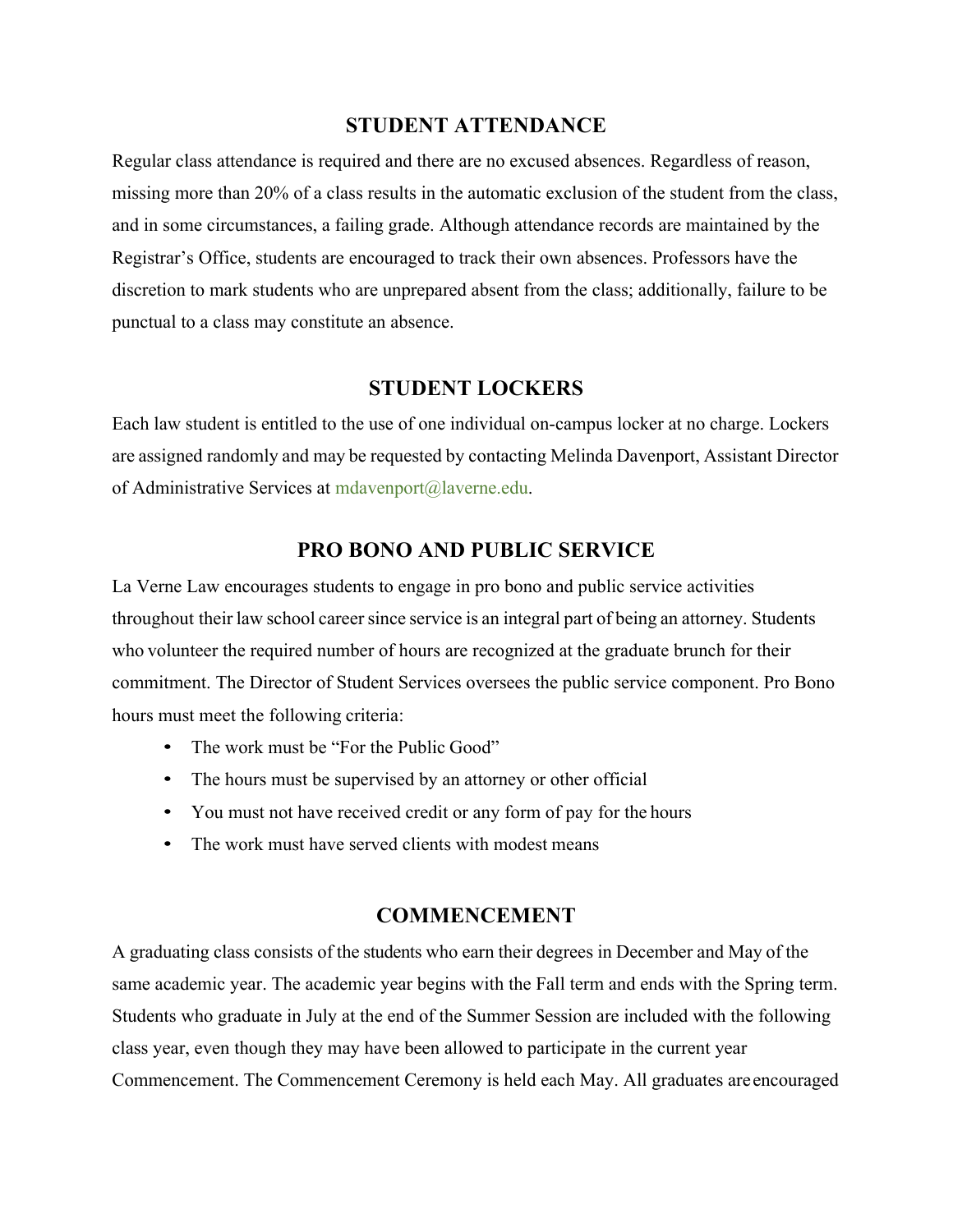## STUDENT ATTENDANCE

Regular class attendance is required and there are no excused absences. Regardless of reason, missing more than 20% of a class results in the automatic exclusion of the student from the class, and in some circumstances, a failing grade. Although attendance records are maintained by the Registrar's Office, students are encouraged to track their own absences. Professors have the discretion to mark students who are unprepared absent from the class; additionally, failure to be punctual to a class may constitute an absence.

## STUDENT LOCKERS

Each law student is entitled to the use of one individual on-campus locker at no charge. Lockers are assigned randomly and may be requested by contacting Melinda Davenport, Assistant Director of Administrative Services at mdavenport@laverne.edu.

## PRO BONO AND PUBLIC SERVICE

La Verne Law encourages students to engage in pro bono and public service activities throughout their law school career since service is an integral part of being an attorney. Students who volunteer the required number of hours are recognized at the graduate brunch for their commitment. The Director of Student Services oversees the public service component. Pro Bono hours must meet the following criteria:

- The work must be "For the Public Good"
- The hours must be supervised by an attorney or other official
- You must not have received credit or any form of pay for the hours
- The work must have served clients with modest means

## COMMENCEMENT

A graduating class consists of the students who earn their degrees in December and May of the same academic year. The academic year begins with the Fall term and ends with the Spring term. Students who graduate in July at the end of the Summer Session are included with the following class year, even though they may have been allowed to participate in the current year Commencement. The Commencement Ceremony is held each May. All graduates are encouraged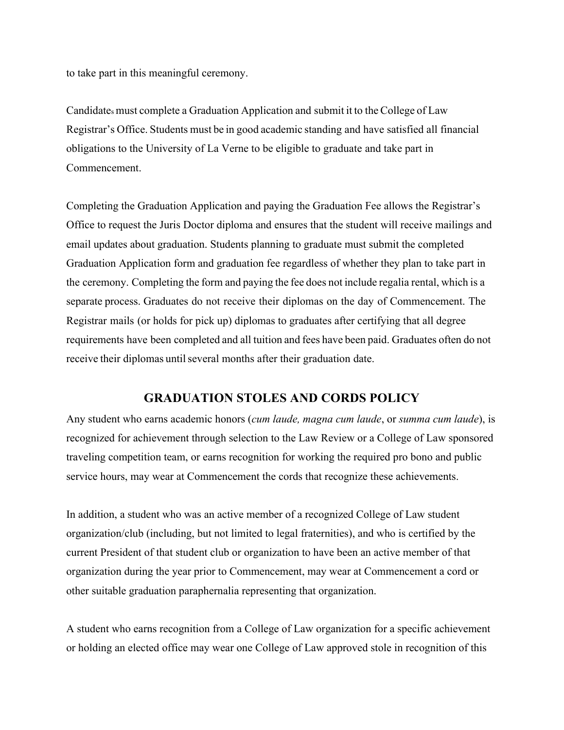to take part in this meaningful ceremony.

Candidates must complete a Graduation Application and submit it to the College of Law Registrar's Office. Students must be in good academic standing and have satisfied all financial obligations to the University of La Verne to be eligible to graduate and take part in Commencement.

Completing the Graduation Application and paying the Graduation Fee allows the Registrar's Office to request the Juris Doctor diploma and ensures that the student will receive mailings and email updates about graduation. Students planning to graduate must submit the completed Graduation Application form and graduation fee regardless of whether they plan to take part in the ceremony. Completing the form and paying the fee does not include regalia rental, which is a separate process. Graduates do not receive their diplomas on the day of Commencement. The Registrar mails (or holds for pick up) diplomas to graduates after certifying that all degree requirements have been completed and all tuition and fees have been paid. Graduates often do not receive their diplomas until several months after their graduation date.

## GRADUATION STOLES AND CORDS POLICY

Any student who earns academic honors (*cum laude, magna cum laude*, or *summa cum laude*), is recognized for achievement through selection to the Law Review or a College of Law sponsored traveling competition team, or earns recognition for working the required pro bono and public service hours, may wear at Commencement the cords that recognize these achievements.

In addition, a student who was an active member of a recognized College of Law student organization/club (including, but not limited to legal fraternities), and who is certified by the current President of that student club or organization to have been an active member of that organization during the year prior to Commencement, may wear at Commencement a cord or other suitable graduation paraphernalia representing that organization.

A student who earns recognition from a College of Law organization for a specific achievement or holding an elected office may wear one College of Law approved stole in recognition of this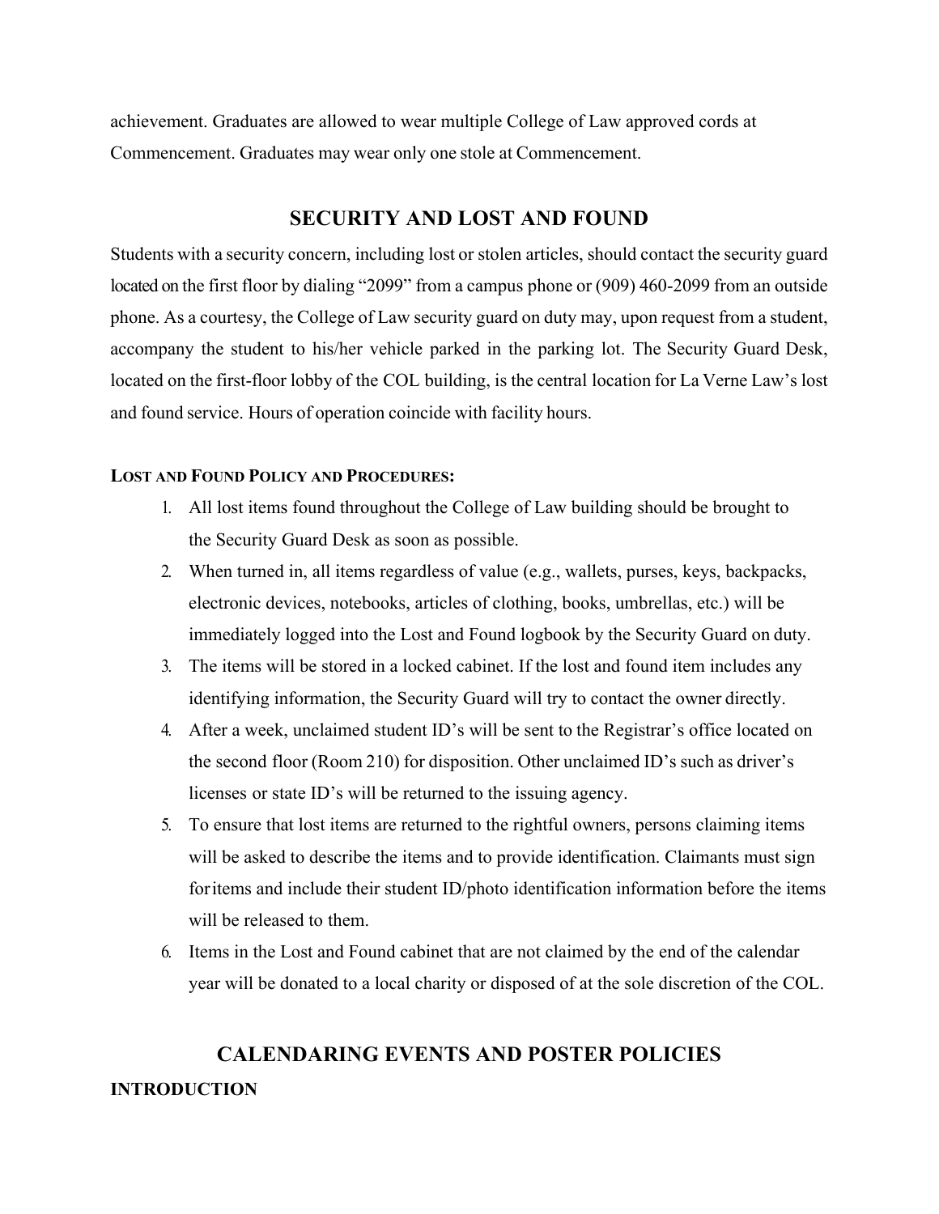achievement. Graduates are allowed to wear multiple College of Law approved cords at Commencement. Graduates may wear only one stole at Commencement.

## SECURITY AND LOST AND FOUND

Students with a security concern, including lost or stolen articles, should contact the security guard located on the first floor by dialing "2099" from a campus phone or (909) 460-2099 from an outside phone. As a courtesy, the College of Law security guard on duty may, upon request from a student, accompany the student to his/her vehicle parked in the parking lot. The Security Guard Desk, located on the first-floor lobby of the COL building, is the central location for La Verne Law's lost and found service. Hours of operation coincide with facility hours.

### LOST AND FOUND POLICY AND PROCEDURES:

1. All lost items found throughout the College of Law building should be brought to the Security Guard Desk as soon as possible.
2. When turned in, all items regardless of value (e.g., wallets, purses, keys, backpacks, electronic devices, notebooks, articles of clothing, books, umbrellas, etc.) will be immediately logged into the Lost and Found logbook by the Security Guard on duty.
3. The items will be stored in a locked cabinet. If the lost and found item includes any identifying information, the Security Guard will try to contact the owner directly.
4. After a week, unclaimed student ID's will be sent to the Registrar's office located on the second floor (Room 210) for disposition. Other unclaimed ID's such as driver's licenses or state ID's will be returned to the issuing agency.
5. To ensure that lost items are returned to the rightful owners, persons claiming items will be asked to describe the items and to provide identification. Claimants must sign for items and include their student ID/photo identification information before the items will be released to them.
6. Items in the Lost and Found cabinet that are not claimed by the end of the calendar year will be donated to a local charity or disposed of at the sole discretion of the COL.

## CALENDARING EVENTS AND POSTER POLICIES

### INTRODUCTION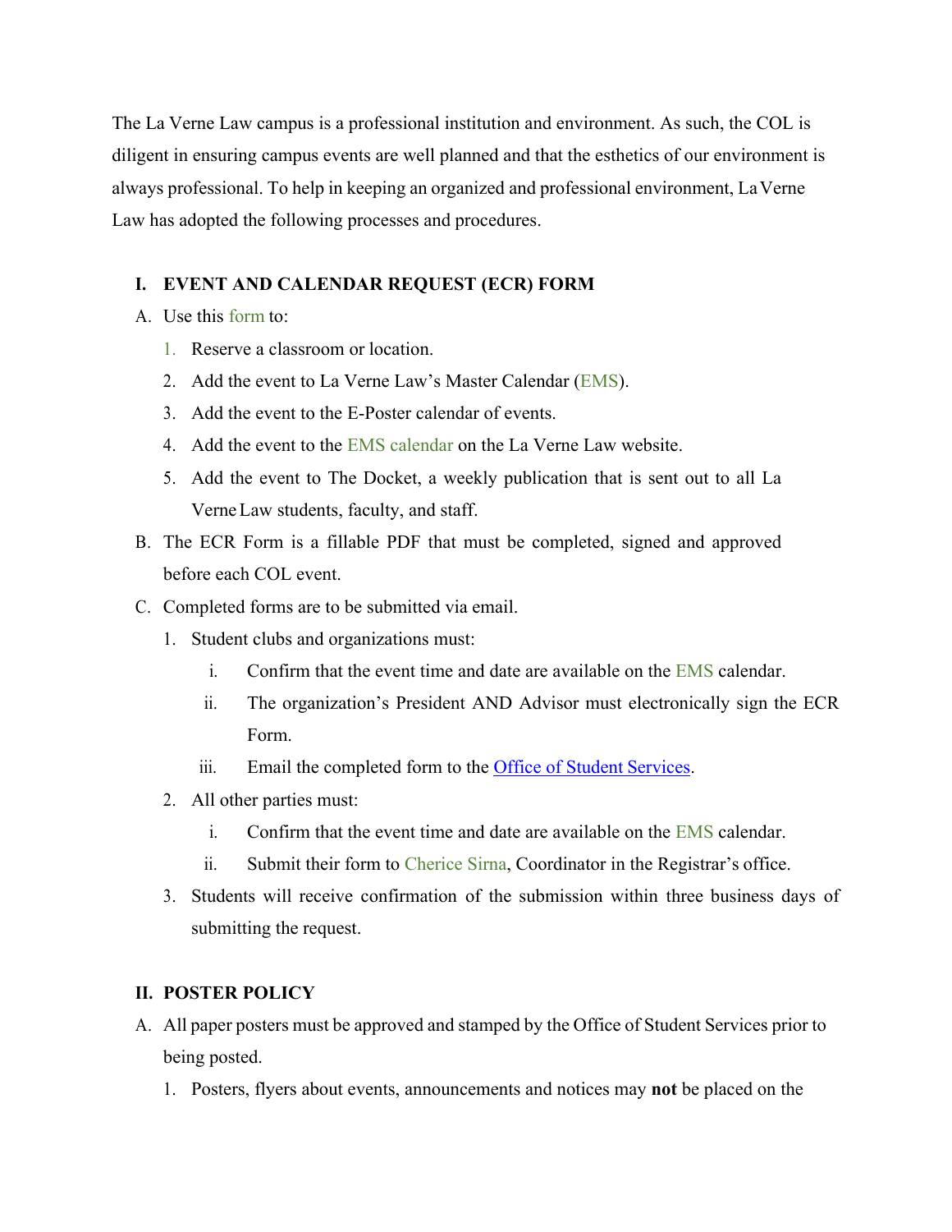The La Verne Law campus is a professional institution and environment. As such, the COL is diligent in ensuring campus events are well planned and that the esthetics of our environment is always professional. To help in keeping an organized and professional environment, La Verne Law has adopted the following processes and procedures.

## I. EVENT AND CALENDAR REQUEST (ECR) FORM

A. Use this form to:

1. Reserve a classroom or location.
2. Add the event to La Verne Law's Master Calendar (EMS).
3. Add the event to the E-Poster calendar of events.
4. Add the event to the EMS calendar on the La Verne Law website.
5. Add the event to The Docket, a weekly publication that is sent out to all La Verne Law students, faculty, and staff.

B. The ECR Form is a fillable PDF that must be completed, signed and approved before each COL event.

C. Completed forms are to be submitted via email.

1. Student clubs and organizations must:
   i. Confirm that the event time and date are available on the EMS calendar.
   ii. The organization's President AND Advisor must electronically sign the ECR Form.
   iii. Email the completed form to the Office of Student Services.
2. All other parties must:
   i. Confirm that the event time and date are available on the EMS calendar.
   ii. Submit their form to Cherice Sirna, Coordinator in the Registrar's office.
3. Students will receive confirmation of the submission within three business days of submitting the request.

## II. POSTER POLICY

A. All paper posters must be approved and stamped by the Office of Student Services prior to being posted.

1. Posters, flyers about events, announcements and notices may **not** be placed on the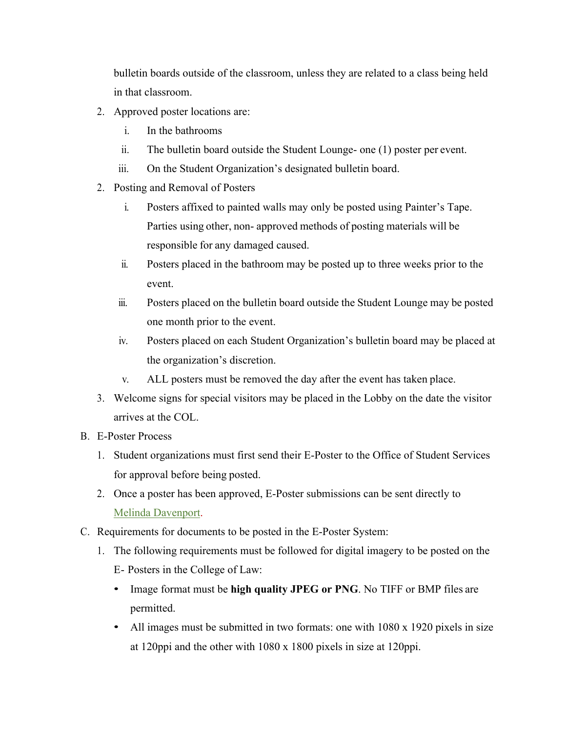bulletin boards outside of the classroom, unless they are related to a class being held in that classroom.

2. Approved poster locations are:
   i. In the bathrooms
   ii. The bulletin board outside the Student Lounge- one (1) poster per event.
   iii. On the Student Organization's designated bulletin board.
2. Posting and Removal of Posters
   i. Posters affixed to painted walls may only be posted using Painter's Tape. Parties using other, non- approved methods of posting materials will be responsible for any damaged caused.
   ii. Posters placed in the bathroom may be posted up to three weeks prior to the event.
   iii. Posters placed on the bulletin board outside the Student Lounge may be posted one month prior to the event.
   iv. Posters placed on each Student Organization's bulletin board may be placed at the organization's discretion.
   v. ALL posters must be removed the day after the event has taken place.
3. Welcome signs for special visitors may be placed in the Lobby on the date the visitor arrives at the COL.

B. E-Poster Process
   1. Student organizations must first send their E-Poster to the Office of Student Services for approval before being posted.
   2. Once a poster has been approved, E-Poster submissions can be sent directly to Melinda Davenport.

C. Requirements for documents to be posted in the E-Poster System:
   1. The following requirements must be followed for digital imagery to be posted on the E- Posters in the College of Law:
      - Image format must be **high quality JPEG or PNG**. No TIFF or BMP files are permitted.
      - All images must be submitted in two formats: one with 1080 x 1920 pixels in size at 120ppi and the other with 1080 x 1800 pixels in size at 120ppi.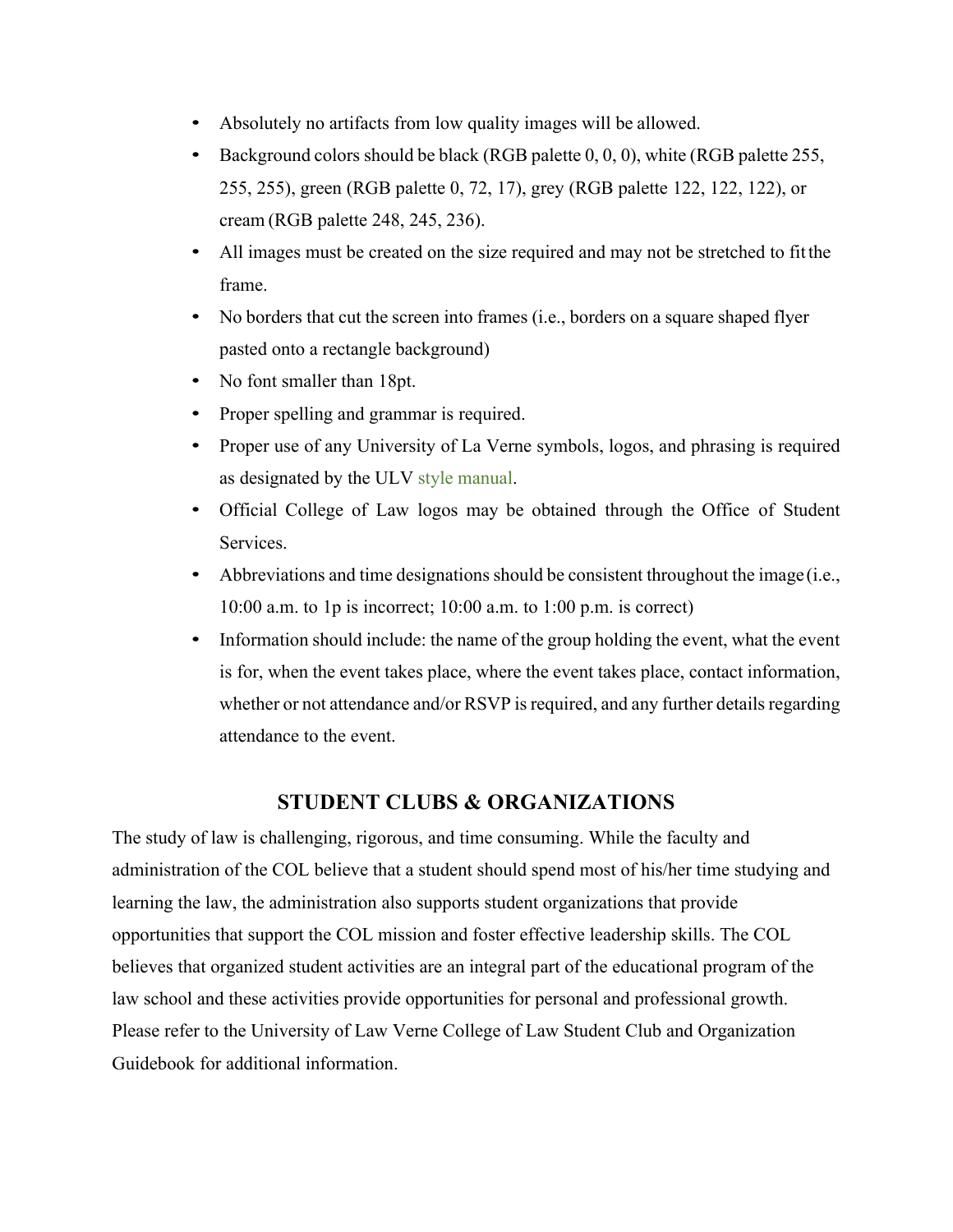- Absolutely no artifacts from low quality images will be allowed.
- Background colors should be black (RGB palette 0, 0, 0), white (RGB palette 255, 255, 255), green (RGB palette 0, 72, 17), grey (RGB palette 122, 122, 122), or cream (RGB palette 248, 245, 236).
- All images must be created on the size required and may not be stretched to fit the frame.
- No borders that cut the screen into frames (i.e., borders on a square shaped flyer pasted onto a rectangle background)
- No font smaller than 18pt.
- Proper spelling and grammar is required.
- Proper use of any University of La Verne symbols, logos, and phrasing is required as designated by the ULV style manual.
- Official College of Law logos may be obtained through the Office of Student Services.
- Abbreviations and time designations should be consistent throughout the image (i.e., 10:00 a.m. to 1p is incorrect; 10:00 a.m. to 1:00 p.m. is correct)
- Information should include: the name of the group holding the event, what the event is for, when the event takes place, where the event takes place, contact information, whether or not attendance and/or RSVP is required, and any further details regarding attendance to the event.

## STUDENT CLUBS & ORGANIZATIONS

The study of law is challenging, rigorous, and time consuming. While the faculty and administration of the COL believe that a student should spend most of his/her time studying and learning the law, the administration also supports student organizations that provide opportunities that support the COL mission and foster effective leadership skills. The COL believes that organized student activities are an integral part of the educational program of the law school and these activities provide opportunities for personal and professional growth. Please refer to the University of Law Verne College of Law Student Club and Organization Guidebook for additional information.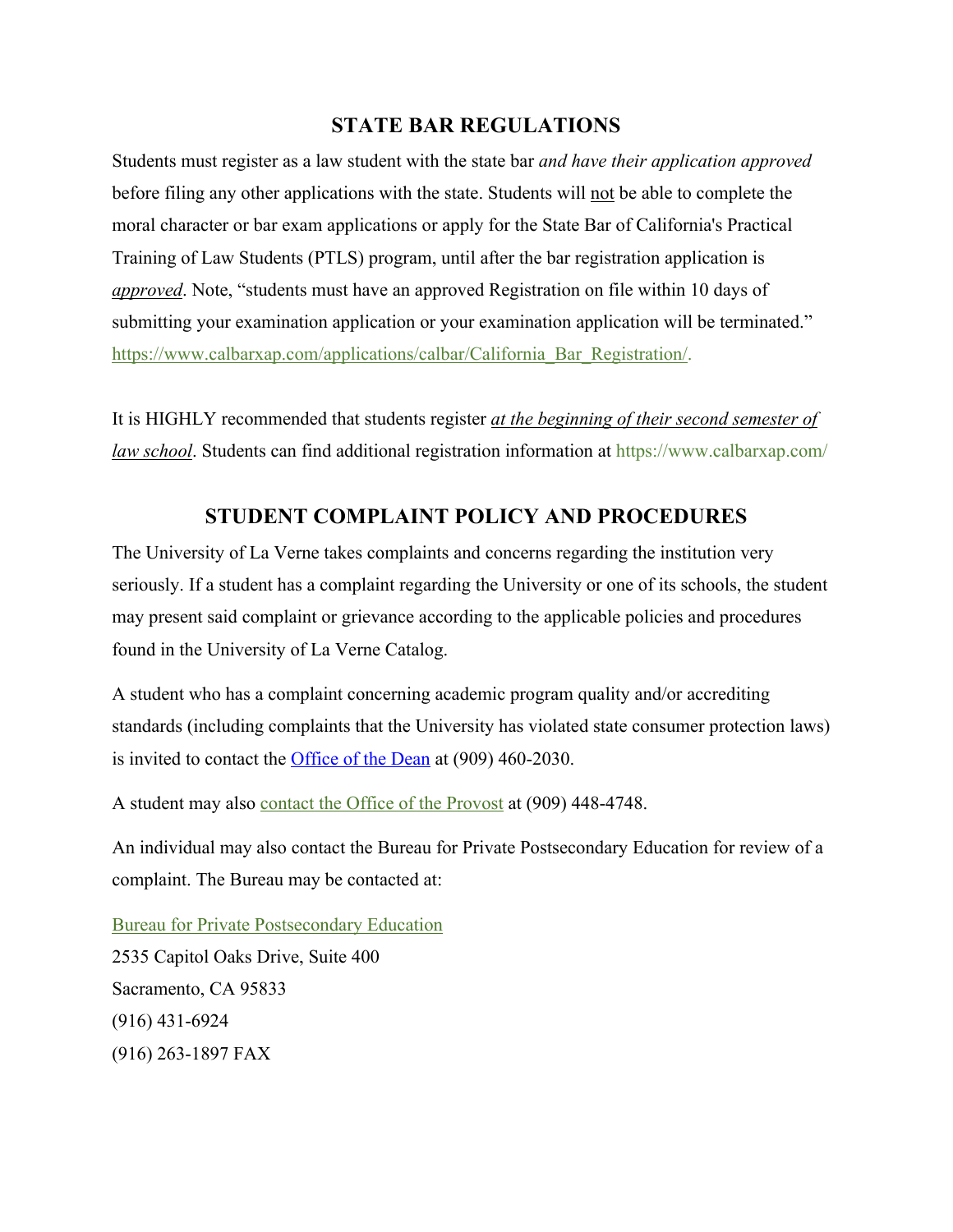## STATE BAR REGULATIONS

Students must register as a law student with the state bar *and have their application approved* before filing any other applications with the state. Students will not be able to complete the moral character or bar exam applications or apply for the State Bar of California's Practical Training of Law Students (PTLS) program, until after the bar registration application is ***approved***. Note, "students must have an approved Registration on file within 10 days of submitting your examination application or your examination application will be terminated." https://www.calbarxap.com/applications/calbar/California_Bar_Registration/.

It is HIGHLY recommended that students register *at the beginning of their second semester of law school*. Students can find additional registration information at https://www.calbarxap.com/

## STUDENT COMPLAINT POLICY AND PROCEDURES

The University of La Verne takes complaints and concerns regarding the institution very seriously. If a student has a complaint regarding the University or one of its schools, the student may present said complaint or grievance according to the applicable policies and procedures found in the University of La Verne Catalog.

A student who has a complaint concerning academic program quality and/or accrediting standards (including complaints that the University has violated state consumer protection laws) is invited to contact the Office of the Dean at (909) 460-2030.

A student may also contact the Office of the Provost at (909) 448-4748.

An individual may also contact the Bureau for Private Postsecondary Education for review of a complaint. The Bureau may be contacted at:

Bureau for Private Postsecondary Education
2535 Capitol Oaks Drive, Suite 400
Sacramento, CA 95833
(916) 431-6924
(916) 263-1897 FAX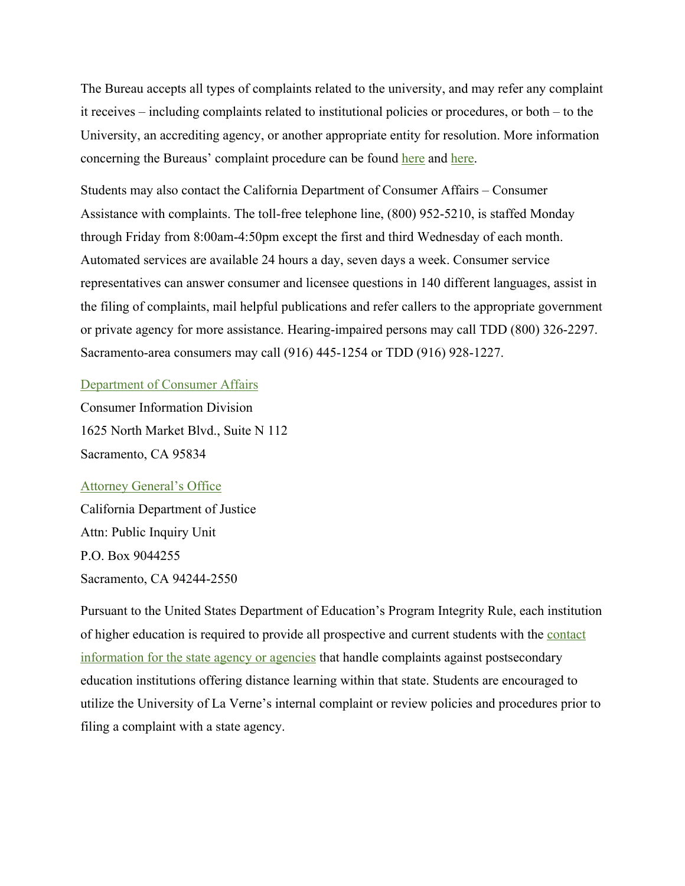The Bureau accepts all types of complaints related to the university, and may refer any complaint it receives – including complaints related to institutional policies or procedures, or both – to the University, an accrediting agency, or another appropriate entity for resolution. More information concerning the Bureaus' complaint procedure can be found here and here.

Students may also contact the California Department of Consumer Affairs – Consumer Assistance with complaints. The toll-free telephone line, (800) 952-5210, is staffed Monday through Friday from 8:00am-4:50pm except the first and third Wednesday of each month. Automated services are available 24 hours a day, seven days a week. Consumer service representatives can answer consumer and licensee questions in 140 different languages, assist in the filing of complaints, mail helpful publications and refer callers to the appropriate government or private agency for more assistance. Hearing-impaired persons may call TDD (800) 326-2297. Sacramento-area consumers may call (916) 445-1254 or TDD (916) 928-1227.

Department of Consumer Affairs  
Consumer Information Division  
1625 North Market Blvd., Suite N 112  
Sacramento, CA 95834

Attorney General's Office  
California Department of Justice  
Attn: Public Inquiry Unit  
P.O. Box 9044255  
Sacramento, CA 94244-2550

Pursuant to the United States Department of Education's Program Integrity Rule, each institution of higher education is required to provide all prospective and current students with the contact information for the state agency or agencies that handle complaints against postsecondary education institutions offering distance learning within that state. Students are encouraged to utilize the University of La Verne's internal complaint or review policies and procedures prior to filing a complaint with a state agency.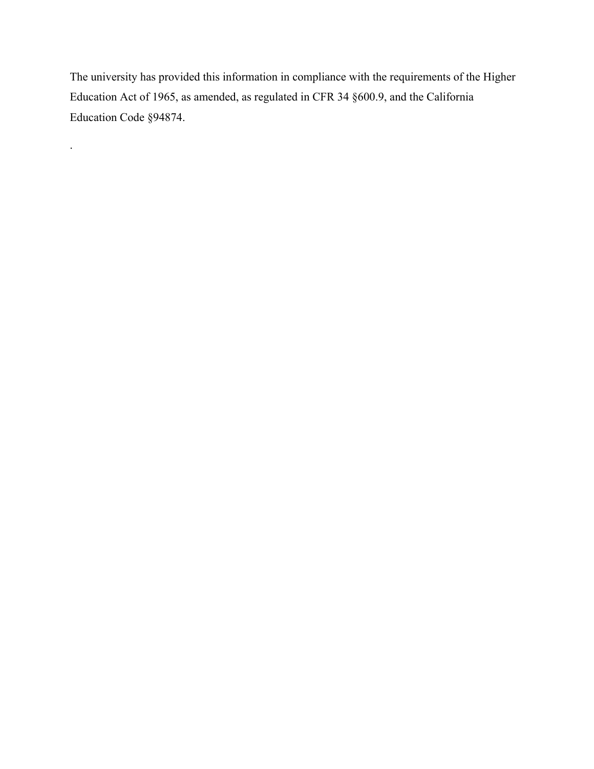The university has provided this information in compliance with the requirements of the Higher Education Act of 1965, as amended, as regulated in CFR 34 §600.9, and the California Education Code §94874.

.